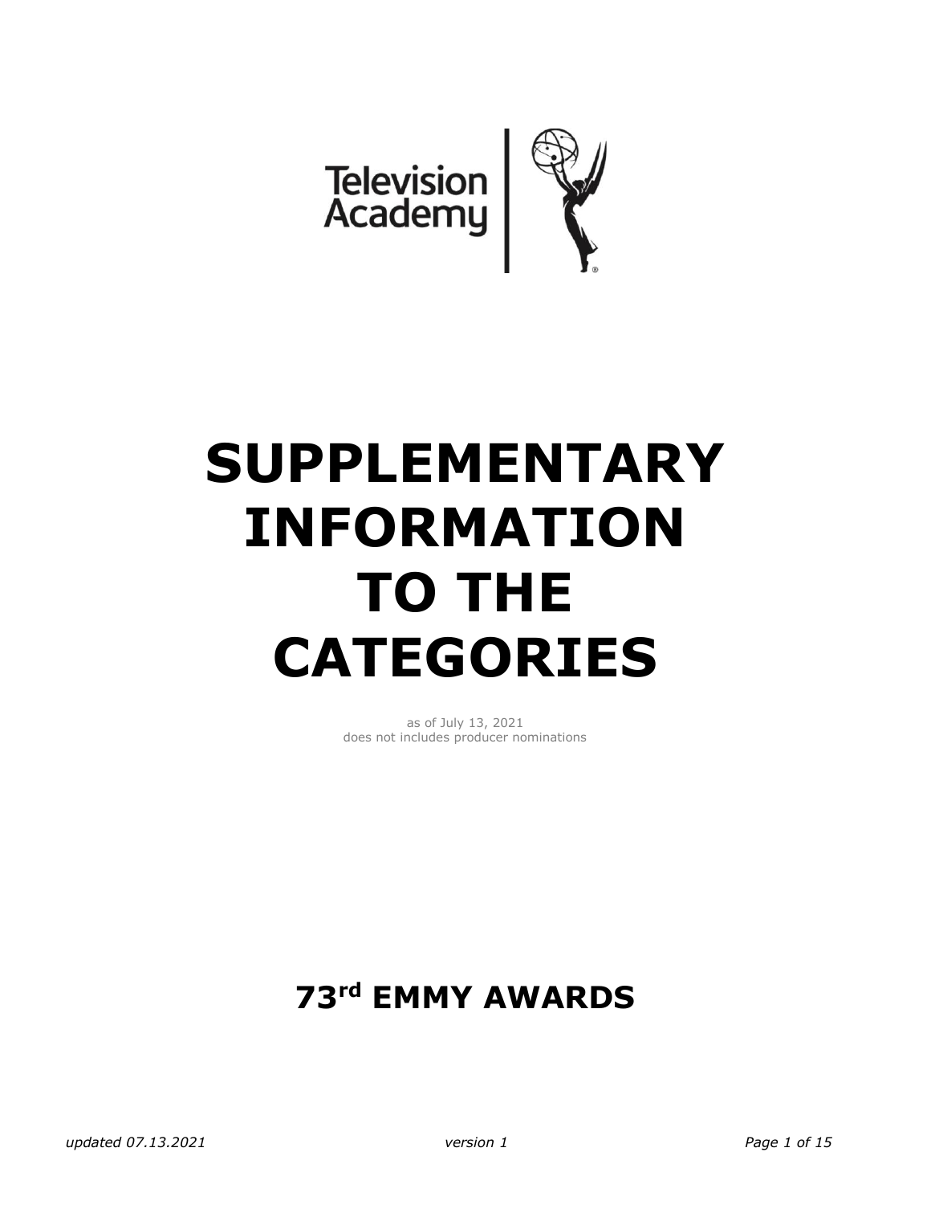Television Academy

# SUPPLEMENTARY INFORMATION TO THE CATEGORIES

as of July 13, 2021
does not includes producer nominations

## 73rd EMMY AWARDS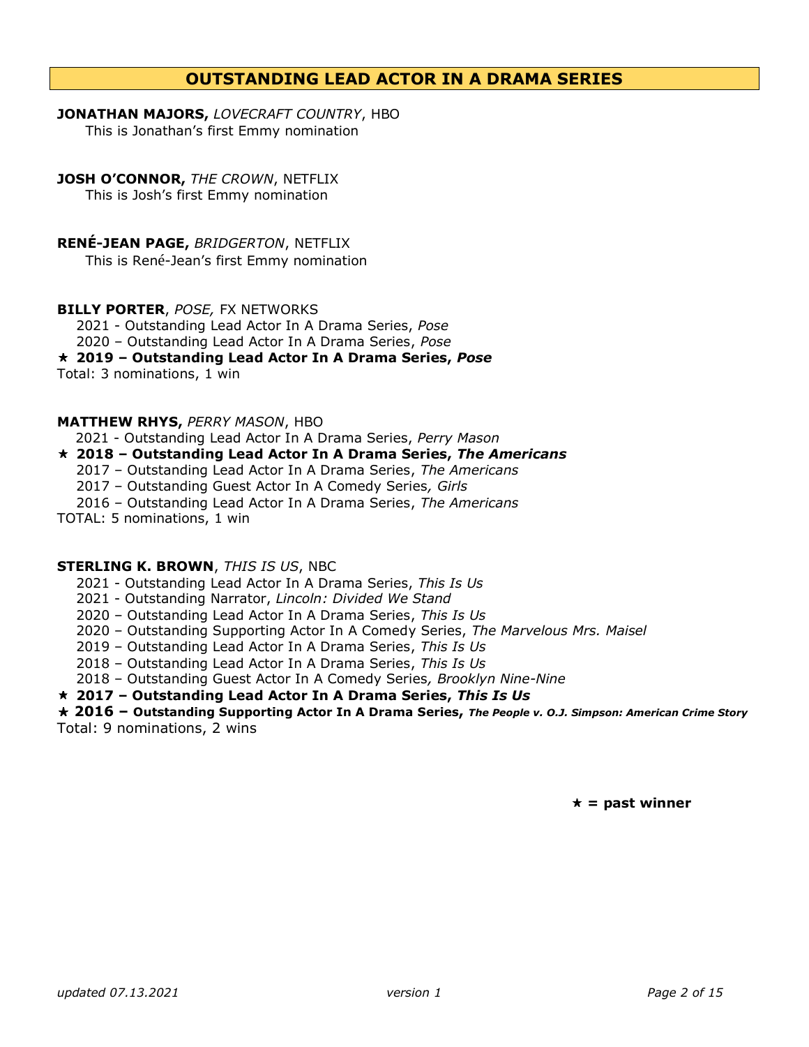## OUTSTANDING LEAD ACTOR IN A DRAMA SERIES

**JONATHAN MAJORS,** *LOVECRAFT COUNTRY*, HBO
This is Jonathan's first Emmy nomination

**JOSH O'CONNOR,** *THE CROWN*, NETFLIX
This is Josh's first Emmy nomination

**RENÉ-JEAN PAGE,** *BRIDGERTON*, NETFLIX
This is René-Jean's first Emmy nomination

**BILLY PORTER**, *POSE,* FX NETWORKS
2021 - Outstanding Lead Actor In A Drama Series, *Pose*
2020 – Outstanding Lead Actor In A Drama Series, *Pose*
⋆ **2019 – Outstanding Lead Actor In A Drama Series, *Pose***
Total: 3 nominations, 1 win

**MATTHEW RHYS,** *PERRY MASON*, HBO
2021 - Outstanding Lead Actor In A Drama Series, *Perry Mason*
⋆ **2018 – Outstanding Lead Actor In A Drama Series, *The Americans***
2017 – Outstanding Lead Actor In A Drama Series, *The Americans*
2017 – Outstanding Guest Actor In A Comedy Series*, Girls*
2016 – Outstanding Lead Actor In A Drama Series, *The Americans*
TOTAL: 5 nominations, 1 win

**STERLING K. BROWN**, *THIS IS US*, NBC
2021 - Outstanding Lead Actor In A Drama Series, *This Is Us*
2021 - Outstanding Narrator, *Lincoln: Divided We Stand*
2020 – Outstanding Lead Actor In A Drama Series, *This Is Us*
2020 – Outstanding Supporting Actor In A Comedy Series, *The Marvelous Mrs. Maisel*
2019 – Outstanding Lead Actor In A Drama Series, *This Is Us*
2018 – Outstanding Lead Actor In A Drama Series, *This Is Us*
2018 – Outstanding Guest Actor In A Comedy Series*, Brooklyn Nine-Nine*
⋆ **2017 – Outstanding Lead Actor In A Drama Series, *This Is Us***
⋆ **2016 – Outstanding Supporting Actor In A Drama Series, *The People v. O.J. Simpson: American Crime Story***
Total: 9 nominations, 2 wins

**⋆ = past winner**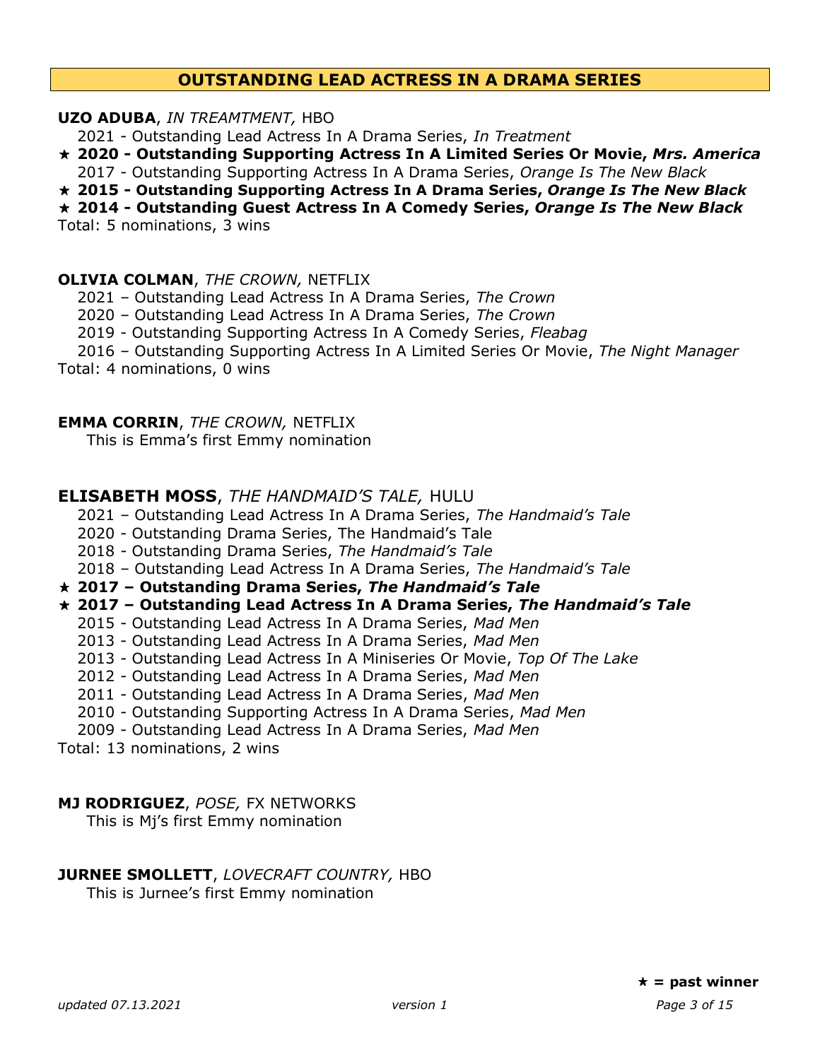## OUTSTANDING LEAD ACTRESS IN A DRAMA SERIES

**UZO ADUBA**, *IN TREAMTMENT,* HBO

2021 - Outstanding Lead Actress In A Drama Series, *In Treatment*
★ **2020 - Outstanding Supporting Actress In A Limited Series Or Movie, *Mrs. America***
2017 - Outstanding Supporting Actress In A Drama Series, *Orange Is The New Black*
★ **2015 - Outstanding Supporting Actress In A Drama Series, *Orange Is The New Black***
★ **2014 - Outstanding Guest Actress In A Comedy Series, *Orange Is The New Black***
Total: 5 nominations, 3 wins

**OLIVIA COLMAN**, *THE CROWN,* NETFLIX

2021 – Outstanding Lead Actress In A Drama Series, *The Crown*
2020 – Outstanding Lead Actress In A Drama Series, *The Crown*
2019 - Outstanding Supporting Actress In A Comedy Series, *Fleabag*
2016 – Outstanding Supporting Actress In A Limited Series Or Movie, *The Night Manager*
Total: 4 nominations, 0 wins

**EMMA CORRIN**, *THE CROWN,* NETFLIX

This is Emma's first Emmy nomination

**ELISABETH MOSS**, *THE HANDMAID'S TALE,* HULU

2021 – Outstanding Lead Actress In A Drama Series, *The Handmaid's Tale*
2020 - Outstanding Drama Series, The Handmaid's Tale
2018 - Outstanding Drama Series, *The Handmaid's Tale*
2018 – Outstanding Lead Actress In A Drama Series, *The Handmaid's Tale*
★ **2017 – Outstanding Drama Series, *The Handmaid's Tale***
★ **2017 – Outstanding Lead Actress In A Drama Series, *The Handmaid's Tale***
2015 - Outstanding Lead Actress In A Drama Series, *Mad Men*
2013 - Outstanding Lead Actress In A Drama Series, *Mad Men*
2013 - Outstanding Lead Actress In A Miniseries Or Movie, *Top Of The Lake*
2012 - Outstanding Lead Actress In A Drama Series, *Mad Men*
2011 - Outstanding Lead Actress In A Drama Series, *Mad Men*
2010 - Outstanding Supporting Actress In A Drama Series, *Mad Men*
2009 - Outstanding Lead Actress In A Drama Series, *Mad Men*
Total: 13 nominations, 2 wins

**MJ RODRIGUEZ**, *POSE,* FX NETWORKS

This is Mj's first Emmy nomination

**JURNEE SMOLLETT**, *LOVECRAFT COUNTRY,* HBO

This is Jurnee's first Emmy nomination

★ **= past winner**

*updated 07.13.2021* *version 1*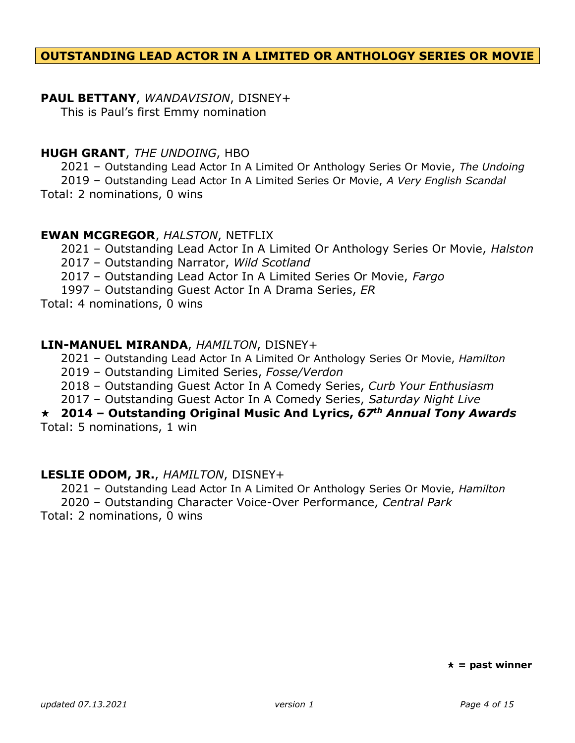## OUTSTANDING LEAD ACTOR IN A LIMITED OR ANTHOLOGY SERIES OR MOVIE

**PAUL BETTANY**, *WANDAVISION*, DISNEY+

This is Paul's first Emmy nomination

**HUGH GRANT**, *THE UNDOING*, HBO

- 2021 – Outstanding Lead Actor In A Limited Or Anthology Series Or Movie, *The Undoing*
- 2019 – Outstanding Lead Actor In A Limited Series Or Movie, *A Very English Scandal*

Total: 2 nominations, 0 wins

**EWAN MCGREGOR**, *HALSTON*, NETFLIX

- 2021 – Outstanding Lead Actor In A Limited Or Anthology Series Or Movie, *Halston*
- 2017 – Outstanding Narrator, *Wild Scotland*
- 2017 – Outstanding Lead Actor In A Limited Series Or Movie, *Fargo*
- 1997 – Outstanding Guest Actor In A Drama Series, *ER*

Total: 4 nominations, 0 wins

**LIN-MANUEL MIRANDA**, *HAMILTON*, DISNEY+

- 2021 – Outstanding Lead Actor In A Limited Or Anthology Series Or Movie, *Hamilton*
- 2019 – Outstanding Limited Series, *Fosse/Verdon*
- 2018 – Outstanding Guest Actor In A Comedy Series, *Curb Your Enthusiasm*
- 2017 – Outstanding Guest Actor In A Comedy Series, *Saturday Night Live*
- ⋆ **2014 – Outstanding Original Music And Lyrics, *67th Annual Tony Awards***

Total: 5 nominations, 1 win

**LESLIE ODOM, JR.**, *HAMILTON*, DISNEY+

- 2021 – Outstanding Lead Actor In A Limited Or Anthology Series Or Movie, *Hamilton*
- 2020 – Outstanding Character Voice-Over Performance, *Central Park*

Total: 2 nominations, 0 wins

**⋆ = past winner**

*updated 07.13.2021* *version 1*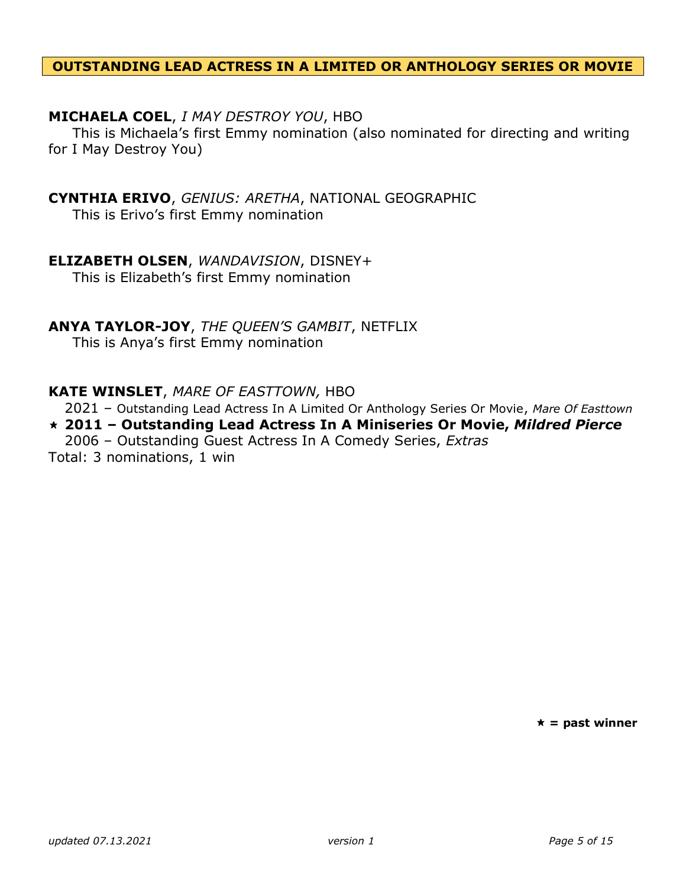## OUTSTANDING LEAD ACTRESS IN A LIMITED OR ANTHOLOGY SERIES OR MOVIE

**MICHAELA COEL**, *I MAY DESTROY YOU*, HBO

This is Michaela's first Emmy nomination (also nominated for directing and writing for I May Destroy You)

**CYNTHIA ERIVO**, *GENIUS: ARETHA*, NATIONAL GEOGRAPHIC

This is Erivo's first Emmy nomination

**ELIZABETH OLSEN**, *WANDAVISION*, DISNEY+

This is Elizabeth's first Emmy nomination

**ANYA TAYLOR-JOY**, *THE QUEEN'S GAMBIT*, NETFLIX

This is Anya's first Emmy nomination

**KATE WINSLET**, *MARE OF EASTTOWN,* HBO

2021 – Outstanding Lead Actress In A Limited Or Anthology Series Or Movie, *Mare Of Easttown*
⋆ **2011 – Outstanding Lead Actress In A Miniseries Or Movie, *Mildred Pierce***
2006 – Outstanding Guest Actress In A Comedy Series, *Extras*
Total: 3 nominations, 1 win

**⋆ = past winner**

*updated 07.13.2021* *version 1*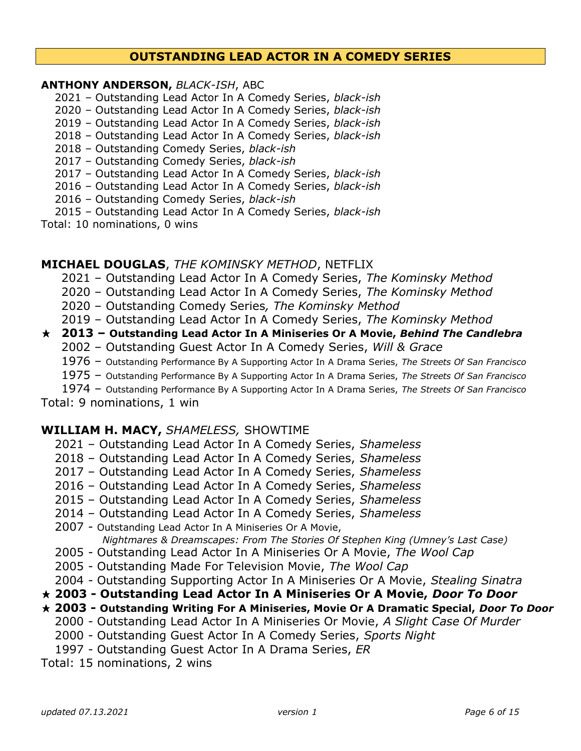## OUTSTANDING LEAD ACTOR IN A COMEDY SERIES

**ANTHONY ANDERSON,** *BLACK-ISH*, ABC

- 2021 – Outstanding Lead Actor In A Comedy Series, *black-ish*
- 2020 – Outstanding Lead Actor In A Comedy Series, *black-ish*
- 2019 – Outstanding Lead Actor In A Comedy Series, *black-ish*
- 2018 – Outstanding Lead Actor In A Comedy Series, *black-ish*
- 2018 – Outstanding Comedy Series, *black-ish*
- 2017 – Outstanding Comedy Series, *black-ish*
- 2017 – Outstanding Lead Actor In A Comedy Series, *black-ish*
- 2016 – Outstanding Lead Actor In A Comedy Series, *black-ish*
- 2016 – Outstanding Comedy Series, *black-ish*
- 2015 – Outstanding Lead Actor In A Comedy Series, *black-ish*

Total: 10 nominations, 0 wins

**MICHAEL DOUGLAS**, *THE KOMINSKY METHOD*, NETFLIX

- 2021 – Outstanding Lead Actor In A Comedy Series, *The Kominsky Method*
- 2020 – Outstanding Lead Actor In A Comedy Series, *The Kominsky Method*
- 2020 – Outstanding Comedy Series*, The Kominsky Method*
- 2019 – Outstanding Lead Actor In A Comedy Series, *The Kominsky Method*
- ★ **2013 – Outstanding Lead Actor In A Miniseries Or A Movie, *Behind The Candlebra***
- 2002 – Outstanding Guest Actor In A Comedy Series, *Will & Grace*
- 1976 – Outstanding Performance By A Supporting Actor In A Drama Series, *The Streets Of San Francisco*
- 1975 – Outstanding Performance By A Supporting Actor In A Drama Series, *The Streets Of San Francisco*
- 1974 – Outstanding Performance By A Supporting Actor In A Drama Series, *The Streets Of San Francisco*

Total: 9 nominations, 1 win

**WILLIAM H. MACY,** *SHAMELESS,* SHOWTIME

- 2021 – Outstanding Lead Actor In A Comedy Series, *Shameless*
- 2018 – Outstanding Lead Actor In A Comedy Series, *Shameless*
- 2017 – Outstanding Lead Actor In A Comedy Series, *Shameless*
- 2016 – Outstanding Lead Actor In A Comedy Series, *Shameless*
- 2015 – Outstanding Lead Actor In A Comedy Series, *Shameless*
- 2014 – Outstanding Lead Actor In A Comedy Series, *Shameless*
- 2007 - Outstanding Lead Actor In A Miniseries Or A Movie, *Nightmares & Dreamscapes: From The Stories Of Stephen King (Umney's Last Case)*
- 2005 - Outstanding Lead Actor In A Miniseries Or A Movie, *The Wool Cap*
- 2005 - Outstanding Made For Television Movie, *The Wool Cap*
- 2004 - Outstanding Supporting Actor In A Miniseries Or A Movie, *Stealing Sinatra*
- ★ **2003 - Outstanding Lead Actor In A Miniseries Or A Movie, *Door To Door***
- ★ **2003 - Outstanding Writing For A Miniseries, Movie Or A Dramatic Special, *Door To Door***
- 2000 - Outstanding Lead Actor In A Miniseries Or Movie, *A Slight Case Of Murder*
- 2000 - Outstanding Guest Actor In A Comedy Series, *Sports Night*
- 1997 - Outstanding Guest Actor In A Drama Series, *ER*

Total: 15 nominations, 2 wins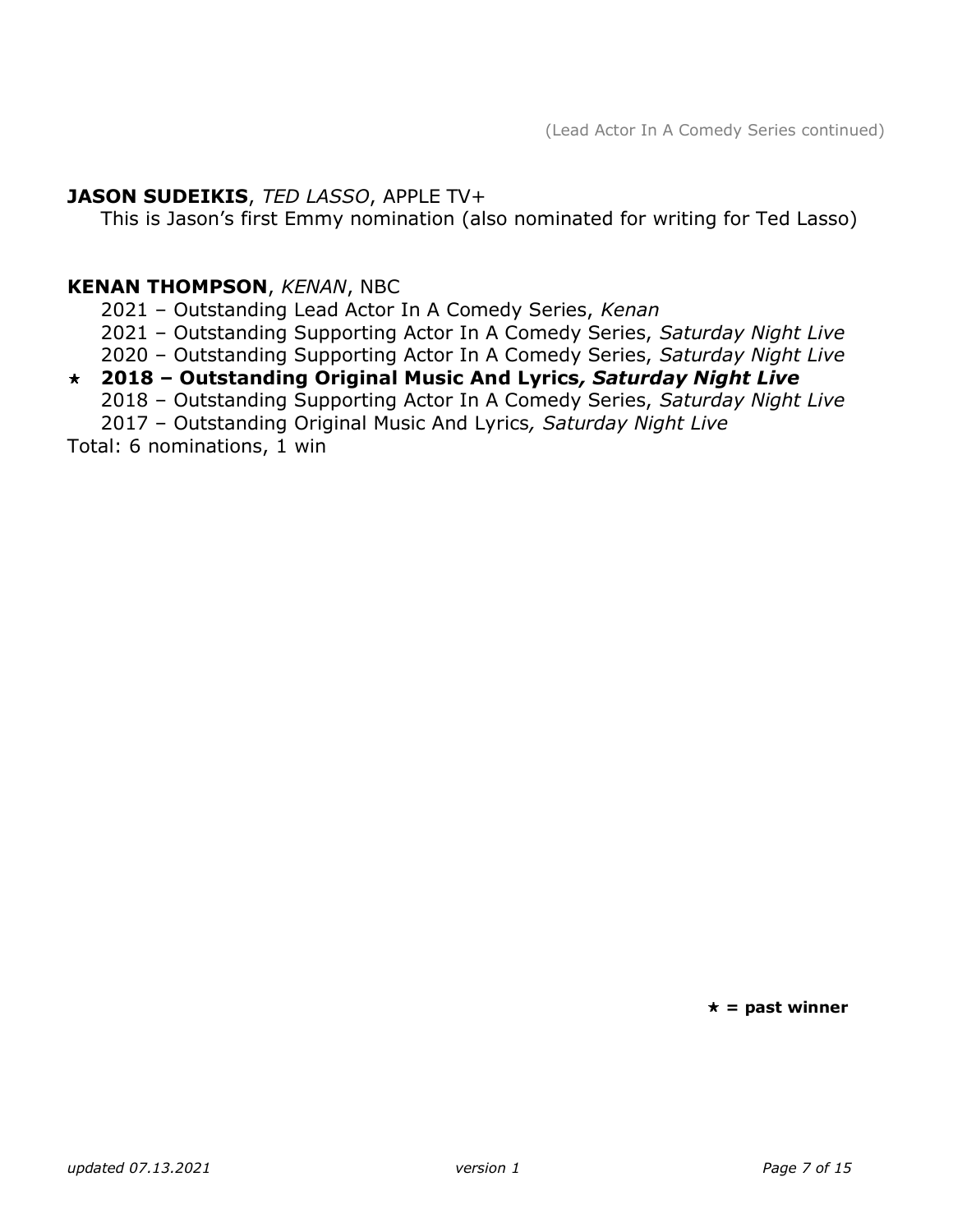(Lead Actor In A Comedy Series continued)

**JASON SUDEIKIS**, *TED LASSO*, APPLE TV+

This is Jason's first Emmy nomination (also nominated for writing for Ted Lasso)

**KENAN THOMPSON**, *KENAN*, NBC

2021 – Outstanding Lead Actor In A Comedy Series, *Kenan*
2021 – Outstanding Supporting Actor In A Comedy Series, *Saturday Night Live*
2020 – Outstanding Supporting Actor In A Comedy Series, *Saturday Night Live*
⋆ **2018 – Outstanding Original Music And Lyrics, *Saturday Night Live***
2018 – Outstanding Supporting Actor In A Comedy Series, *Saturday Night Live*
2017 – Outstanding Original Music And Lyrics, *Saturday Night Live*

Total: 6 nominations, 1 win

**⋆ = past winner**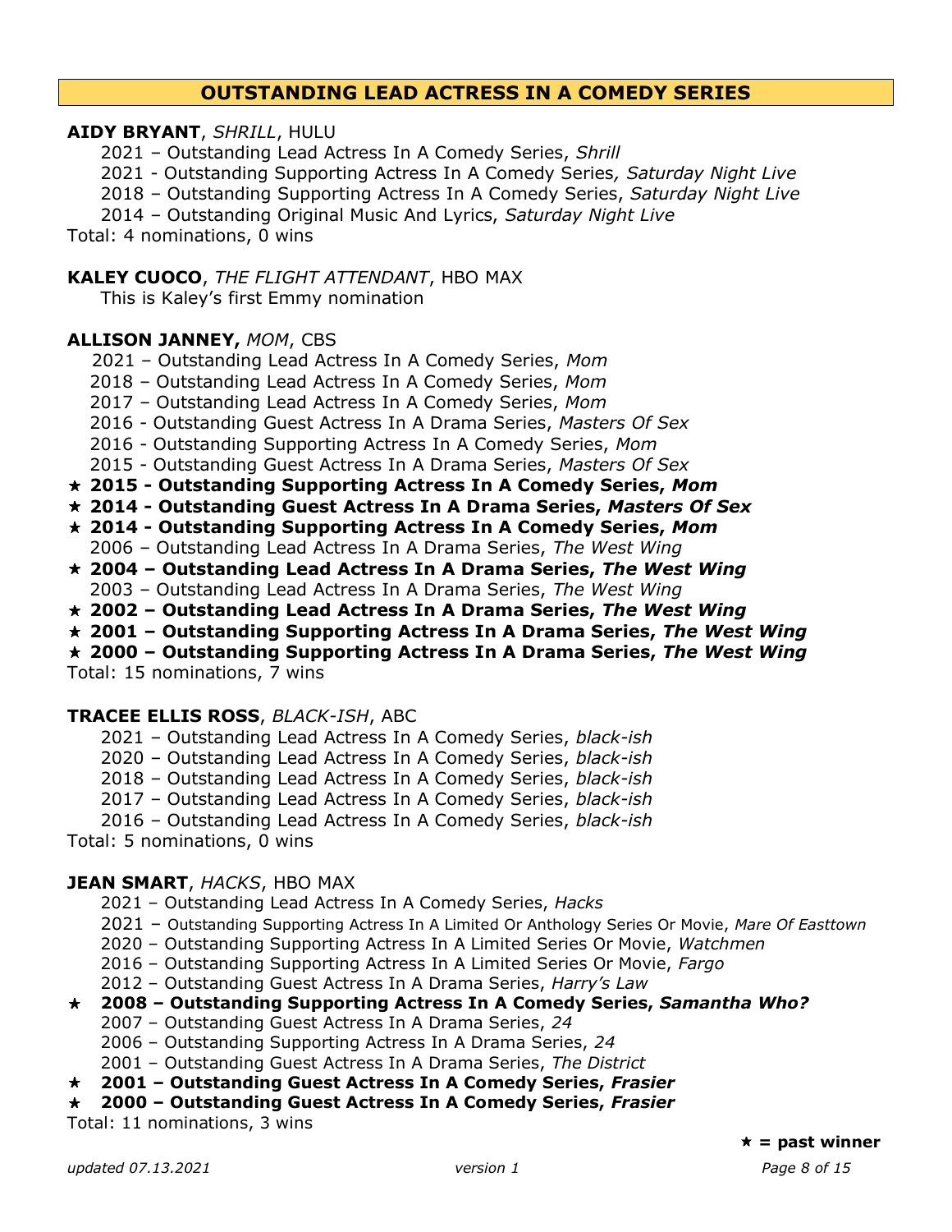## OUTSTANDING LEAD ACTRESS IN A COMEDY SERIES

**AIDY BRYANT**, *SHRILL*, HULU

- 2021 – Outstanding Lead Actress In A Comedy Series, *Shrill*
- 2021 - Outstanding Supporting Actress In A Comedy Series*, Saturday Night Live*
- 2018 – Outstanding Supporting Actress In A Comedy Series, *Saturday Night Live*
- 2014 – Outstanding Original Music And Lyrics, *Saturday Night Live*

Total: 4 nominations, 0 wins

**KALEY CUOCO**, *THE FLIGHT ATTENDANT*, HBO MAX

This is Kaley's first Emmy nomination

**ALLISON JANNEY,** *MOM*, CBS

- 2021 – Outstanding Lead Actress In A Comedy Series, *Mom*
- 2018 – Outstanding Lead Actress In A Comedy Series, *Mom*
- 2017 – Outstanding Lead Actress In A Comedy Series, *Mom*
- 2016 - Outstanding Guest Actress In A Drama Series, *Masters Of Sex*
- 2016 - Outstanding Supporting Actress In A Comedy Series, *Mom*
- 2015 - Outstanding Guest Actress In A Drama Series, *Masters Of Sex*
- ⋆ **2015 - Outstanding Supporting Actress In A Comedy Series, *Mom***
- ⋆ **2014 - Outstanding Guest Actress In A Drama Series, *Masters Of Sex***
- ⋆ **2014 - Outstanding Supporting Actress In A Comedy Series, *Mom***
- 2006 – Outstanding Lead Actress In A Drama Series, *The West Wing*
- ⋆ **2004 – Outstanding Lead Actress In A Drama Series, *The West Wing***
- 2003 – Outstanding Lead Actress In A Drama Series, *The West Wing*
- ⋆ **2002 – Outstanding Lead Actress In A Drama Series, *The West Wing***
- ⋆ **2001 – Outstanding Supporting Actress In A Drama Series, *The West Wing***
- ⋆ **2000 – Outstanding Supporting Actress In A Drama Series, *The West Wing***

Total: 15 nominations, 7 wins

**TRACEE ELLIS ROSS**, *BLACK-ISH*, ABC

- 2021 – Outstanding Lead Actress In A Comedy Series, *black-ish*
- 2020 – Outstanding Lead Actress In A Comedy Series, *black-ish*
- 2018 – Outstanding Lead Actress In A Comedy Series, *black-ish*
- 2017 – Outstanding Lead Actress In A Comedy Series, *black-ish*
- 2016 – Outstanding Lead Actress In A Comedy Series, *black-ish*

Total: 5 nominations, 0 wins

**JEAN SMART**, *HACKS*, HBO MAX

- 2021 – Outstanding Lead Actress In A Comedy Series, *Hacks*
- 2021 – Outstanding Supporting Actress In A Limited Or Anthology Series Or Movie, *Mare Of Easttown*
- 2020 – Outstanding Supporting Actress In A Limited Series Or Movie, *Watchmen*
- 2016 – Outstanding Supporting Actress In A Limited Series Or Movie, *Fargo*
- 2012 – Outstanding Guest Actress In A Drama Series, *Harry's Law*
- ⋆ **2008 – Outstanding Supporting Actress In A Comedy Series, *Samantha Who?***
- 2007 – Outstanding Guest Actress In A Drama Series, *24*
- 2006 – Outstanding Supporting Actress In A Drama Series, *24*
- 2001 – Outstanding Guest Actress In A Drama Series, *The District*
- ⋆ **2001 – Outstanding Guest Actress In A Comedy Series, *Frasier***
- ⋆ **2000 – Outstanding Guest Actress In A Comedy Series, *Frasier***

Total: 11 nominations, 3 wins

**⋆ = past winner**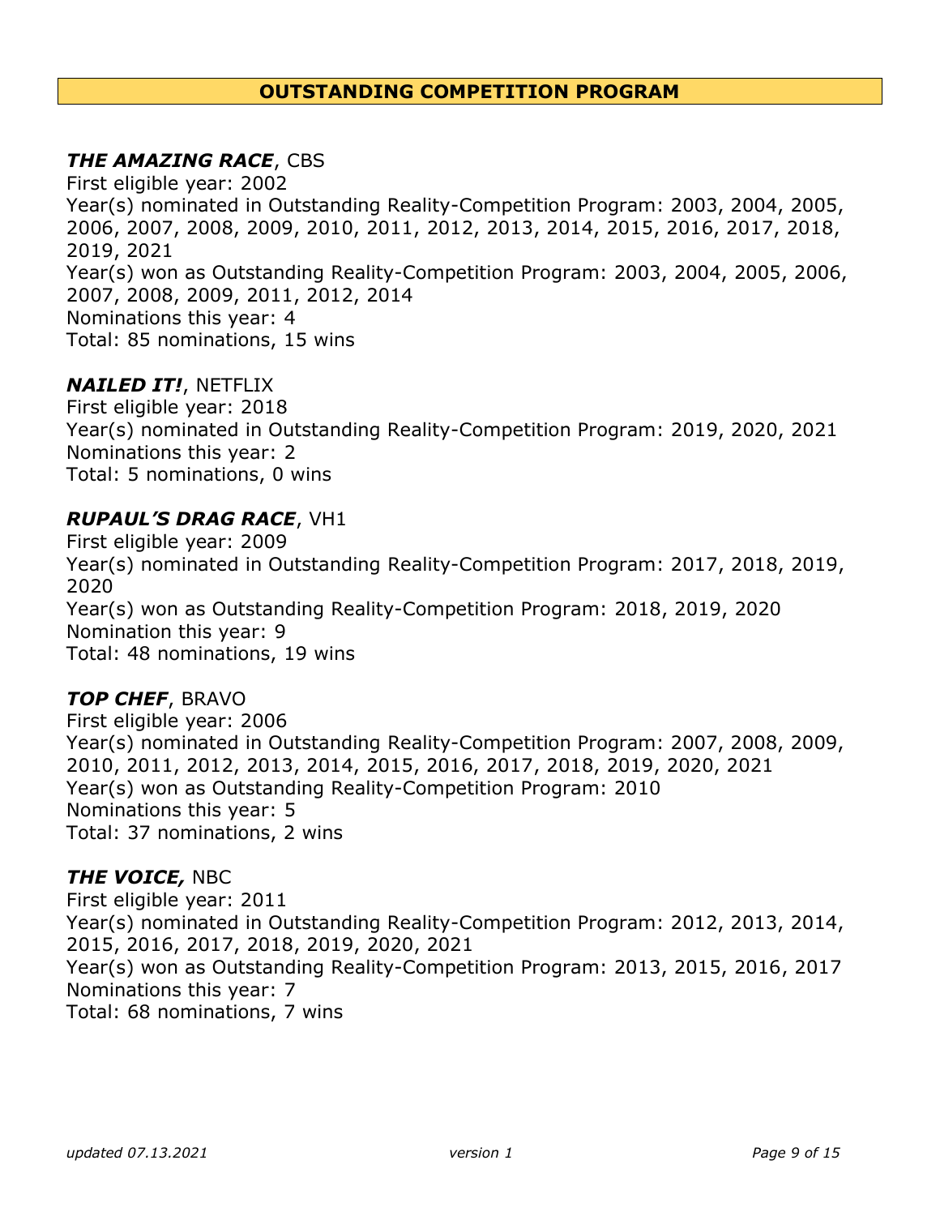## OUTSTANDING COMPETITION PROGRAM

***THE AMAZING RACE***, CBS
First eligible year: 2002
Year(s) nominated in Outstanding Reality-Competition Program: 2003, 2004, 2005, 2006, 2007, 2008, 2009, 2010, 2011, 2012, 2013, 2014, 2015, 2016, 2017, 2018, 2019, 2021
Year(s) won as Outstanding Reality-Competition Program: 2003, 2004, 2005, 2006, 2007, 2008, 2009, 2011, 2012, 2014
Nominations this year: 4
Total: 85 nominations, 15 wins

***NAILED IT!***, NETFLIX
First eligible year: 2018
Year(s) nominated in Outstanding Reality-Competition Program: 2019, 2020, 2021
Nominations this year: 2
Total: 5 nominations, 0 wins

***RUPAUL'S DRAG RACE***, VH1
First eligible year: 2009
Year(s) nominated in Outstanding Reality-Competition Program: 2017, 2018, 2019, 2020
Year(s) won as Outstanding Reality-Competition Program: 2018, 2019, 2020
Nomination this year: 9
Total: 48 nominations, 19 wins

***TOP CHEF***, BRAVO
First eligible year: 2006
Year(s) nominated in Outstanding Reality-Competition Program: 2007, 2008, 2009, 2010, 2011, 2012, 2013, 2014, 2015, 2016, 2017, 2018, 2019, 2020, 2021
Year(s) won as Outstanding Reality-Competition Program: 2010
Nominations this year: 5
Total: 37 nominations, 2 wins

***THE VOICE,*** NBC
First eligible year: 2011
Year(s) nominated in Outstanding Reality-Competition Program: 2012, 2013, 2014, 2015, 2016, 2017, 2018, 2019, 2020, 2021
Year(s) won as Outstanding Reality-Competition Program: 2013, 2015, 2016, 2017
Nominations this year: 7
Total: 68 nominations, 7 wins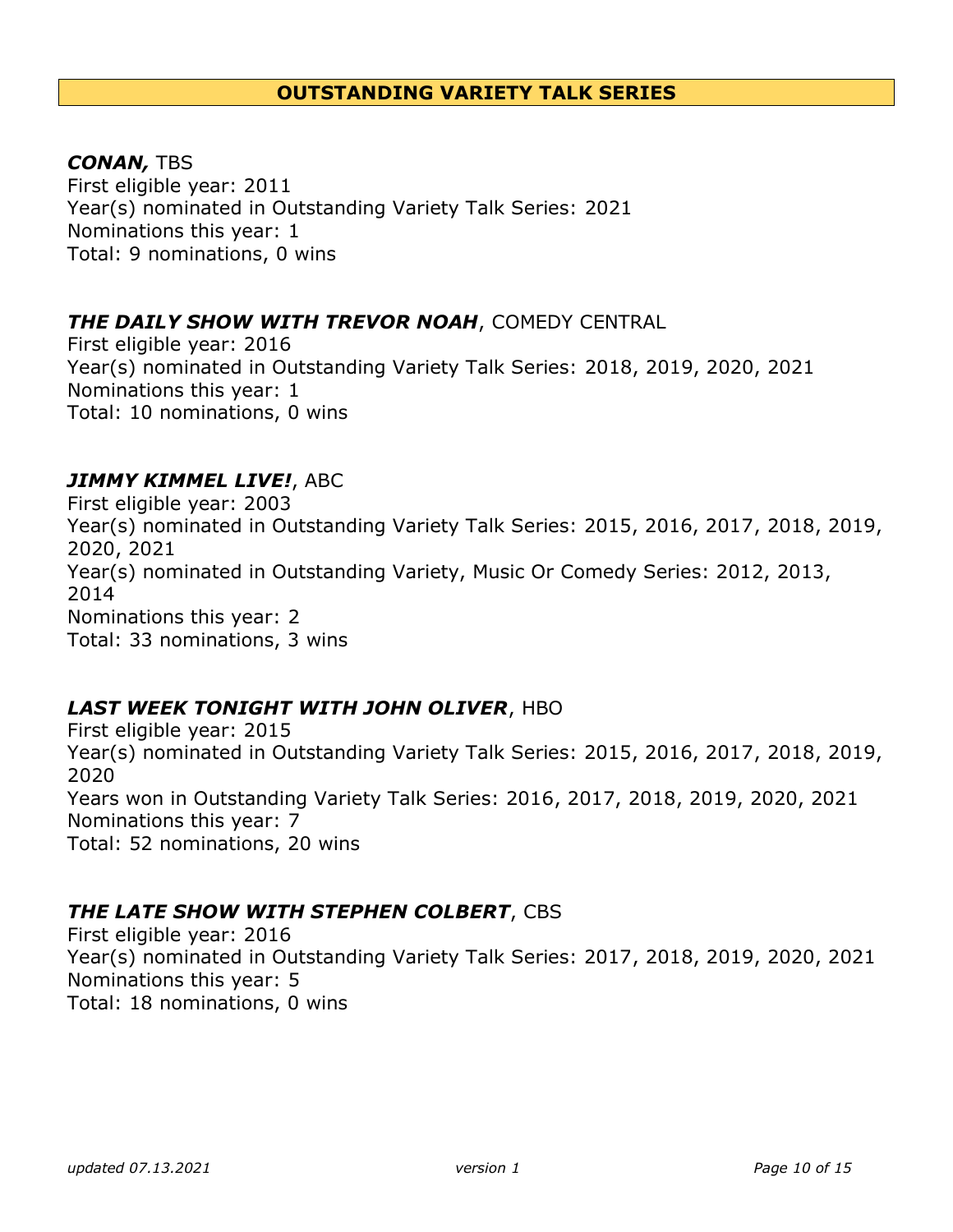## OUTSTANDING VARIETY TALK SERIES

***CONAN,*** TBS
First eligible year: 2011
Year(s) nominated in Outstanding Variety Talk Series: 2021
Nominations this year: 1
Total: 9 nominations, 0 wins

***THE DAILY SHOW WITH TREVOR NOAH***, COMEDY CENTRAL
First eligible year: 2016
Year(s) nominated in Outstanding Variety Talk Series: 2018, 2019, 2020, 2021
Nominations this year: 1
Total: 10 nominations, 0 wins

***JIMMY KIMMEL LIVE!***, ABC
First eligible year: 2003
Year(s) nominated in Outstanding Variety Talk Series: 2015, 2016, 2017, 2018, 2019, 2020, 2021
Year(s) nominated in Outstanding Variety, Music Or Comedy Series: 2012, 2013, 2014
Nominations this year: 2
Total: 33 nominations, 3 wins

***LAST WEEK TONIGHT WITH JOHN OLIVER***, HBO
First eligible year: 2015
Year(s) nominated in Outstanding Variety Talk Series: 2015, 2016, 2017, 2018, 2019, 2020
Years won in Outstanding Variety Talk Series: 2016, 2017, 2018, 2019, 2020, 2021
Nominations this year: 7
Total: 52 nominations, 20 wins

***THE LATE SHOW WITH STEPHEN COLBERT***, CBS
First eligible year: 2016
Year(s) nominated in Outstanding Variety Talk Series: 2017, 2018, 2019, 2020, 2021
Nominations this year: 5
Total: 18 nominations, 0 wins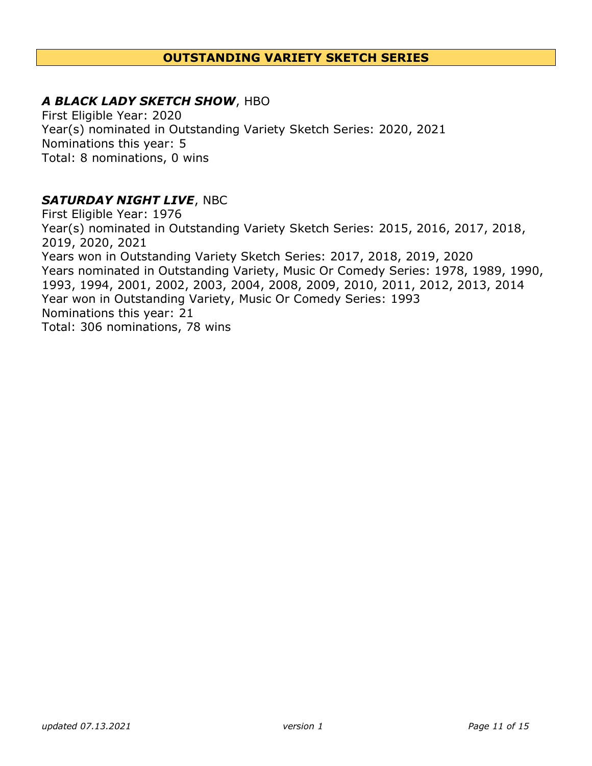## OUTSTANDING VARIETY SKETCH SERIES

***A BLACK LADY SKETCH SHOW***, HBO
First Eligible Year: 2020
Year(s) nominated in Outstanding Variety Sketch Series: 2020, 2021
Nominations this year: 5
Total: 8 nominations, 0 wins

***SATURDAY NIGHT LIVE***, NBC
First Eligible Year: 1976
Year(s) nominated in Outstanding Variety Sketch Series: 2015, 2016, 2017, 2018, 2019, 2020, 2021
Years won in Outstanding Variety Sketch Series: 2017, 2018, 2019, 2020
Years nominated in Outstanding Variety, Music Or Comedy Series: 1978, 1989, 1990, 1993, 1994, 2001, 2002, 2003, 2004, 2008, 2009, 2010, 2011, 2012, 2013, 2014
Year won in Outstanding Variety, Music Or Comedy Series: 1993
Nominations this year: 21
Total: 306 nominations, 78 wins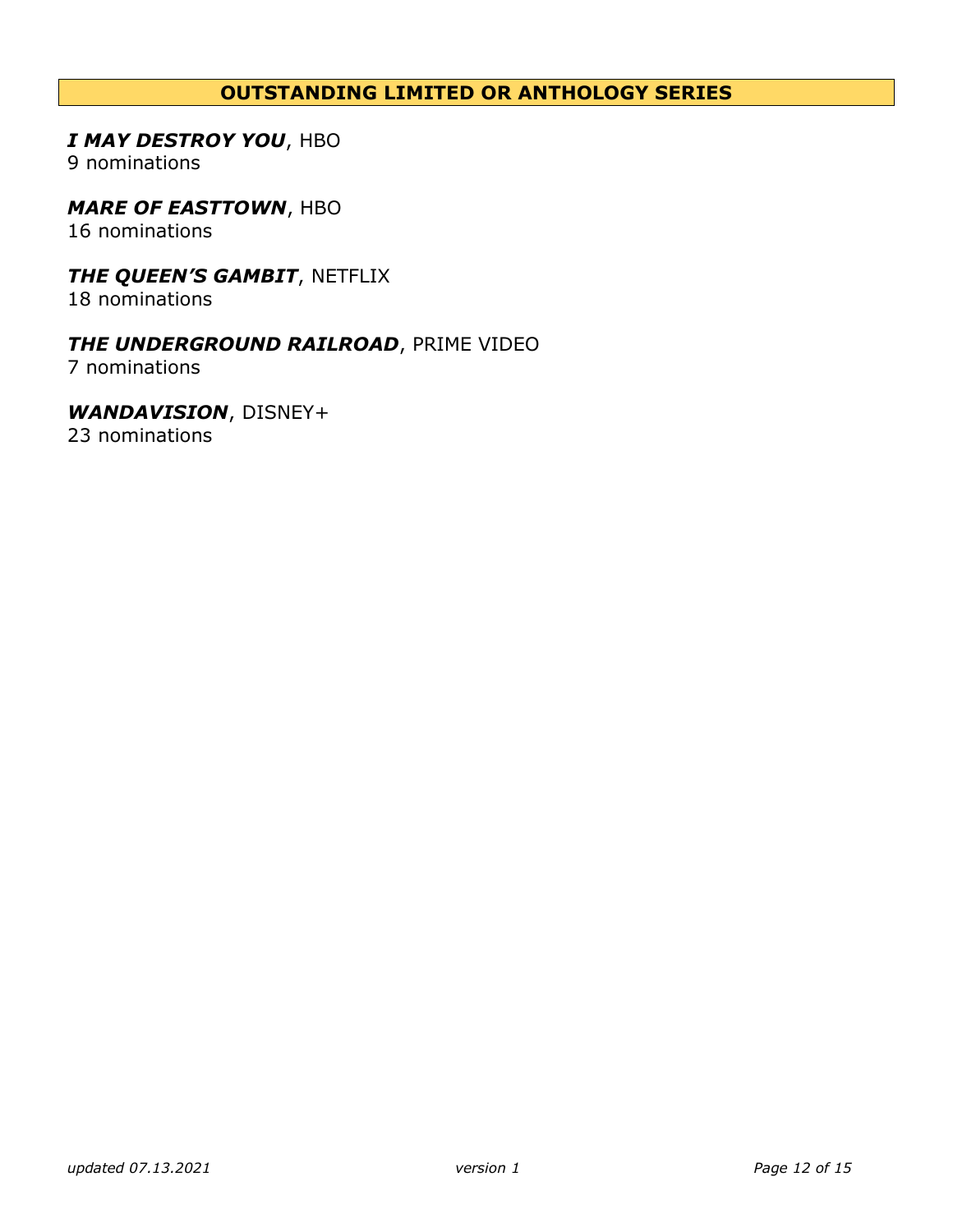## OUTSTANDING LIMITED OR ANTHOLOGY SERIES

***I MAY DESTROY YOU***, HBO
9 nominations

***MARE OF EASTTOWN***, HBO
16 nominations

***THE QUEEN'S GAMBIT***, NETFLIX
18 nominations

***THE UNDERGROUND RAILROAD***, PRIME VIDEO
7 nominations

***WANDAVISION***, DISNEY+
23 nominations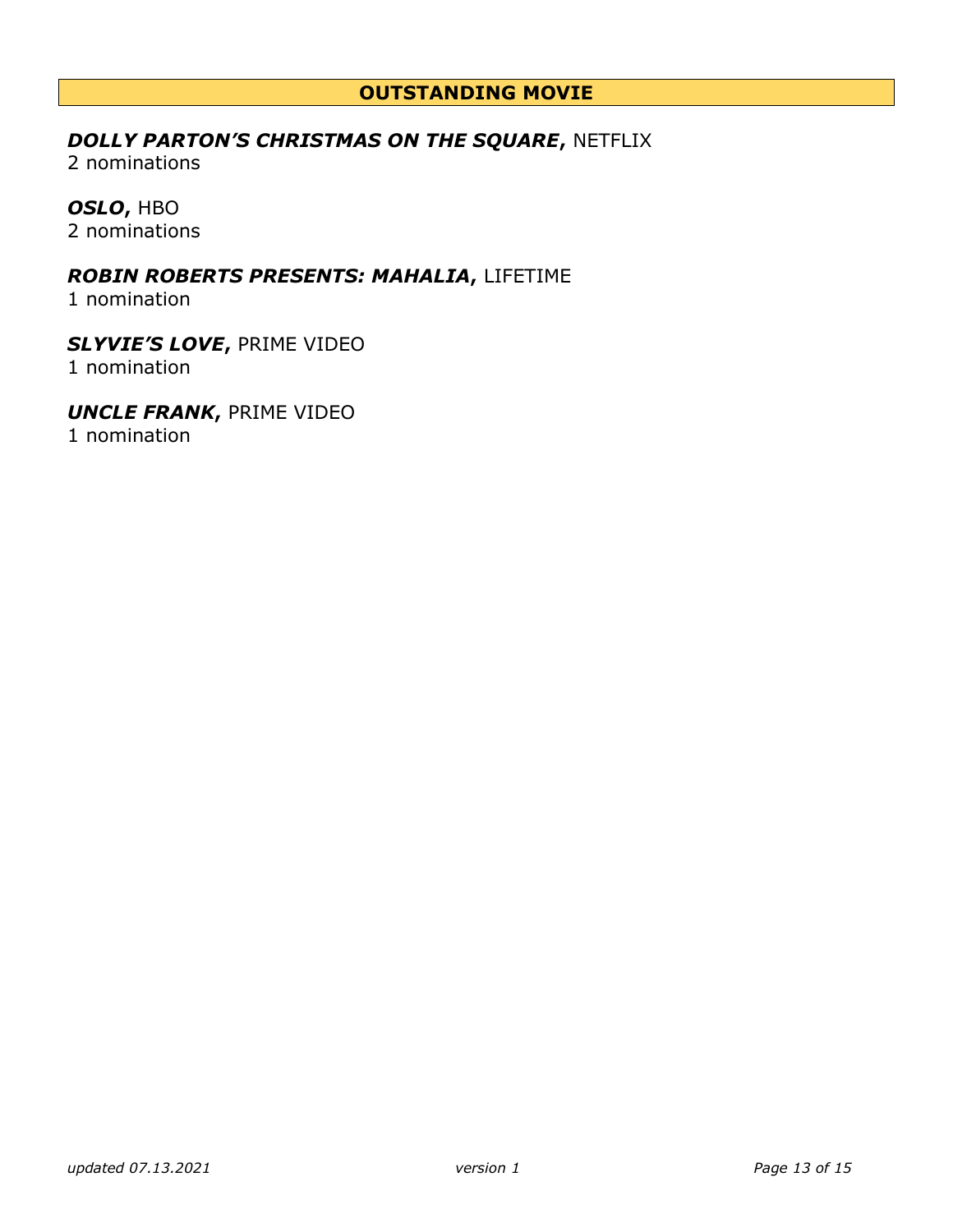## OUTSTANDING MOVIE

***DOLLY PARTON'S CHRISTMAS ON THE SQUARE*, NETFLIX**
2 nominations

***OSLO*, HBO**
2 nominations

***ROBIN ROBERTS PRESENTS: MAHALIA*, LIFETIME**
1 nomination

***SLYVIE'S LOVE*, PRIME VIDEO**
1 nomination

***UNCLE FRANK*, PRIME VIDEO**
1 nomination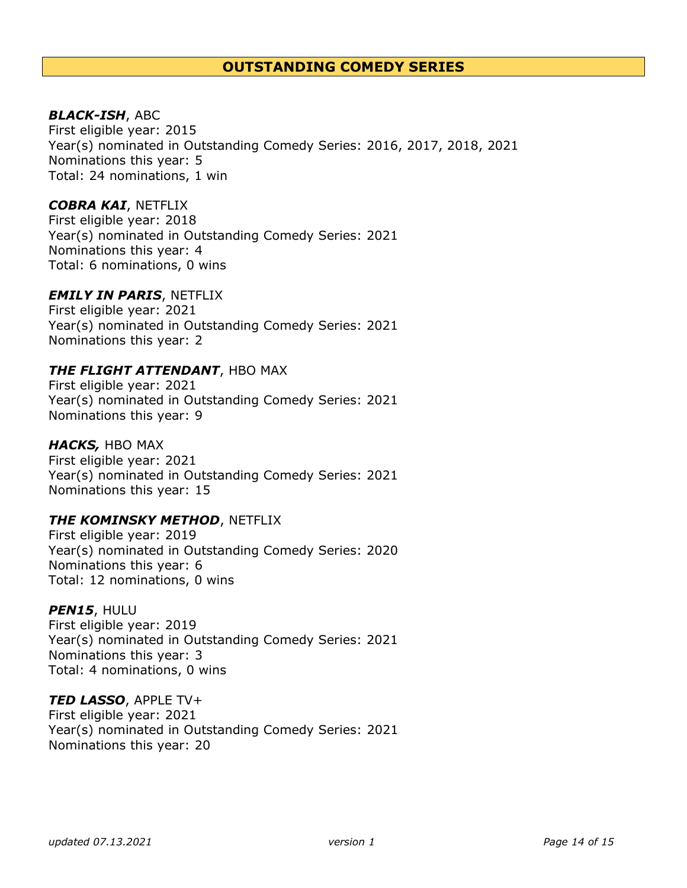## OUTSTANDING COMEDY SERIES

***BLACK-ISH***, ABC
First eligible year: 2015
Year(s) nominated in Outstanding Comedy Series: 2016, 2017, 2018, 2021
Nominations this year: 5
Total: 24 nominations, 1 win

***COBRA KAI***, NETFLIX
First eligible year: 2018
Year(s) nominated in Outstanding Comedy Series: 2021
Nominations this year: 4
Total: 6 nominations, 0 wins

***EMILY IN PARIS***, NETFLIX
First eligible year: 2021
Year(s) nominated in Outstanding Comedy Series: 2021
Nominations this year: 2

***THE FLIGHT ATTENDANT***, HBO MAX
First eligible year: 2021
Year(s) nominated in Outstanding Comedy Series: 2021
Nominations this year: 9

***HACKS,*** HBO MAX
First eligible year: 2021
Year(s) nominated in Outstanding Comedy Series: 2021
Nominations this year: 15

***THE KOMINSKY METHOD***, NETFLIX
First eligible year: 2019
Year(s) nominated in Outstanding Comedy Series: 2020
Nominations this year: 6
Total: 12 nominations, 0 wins

***PEN15***, HULU
First eligible year: 2019
Year(s) nominated in Outstanding Comedy Series: 2021
Nominations this year: 3
Total: 4 nominations, 0 wins

***TED LASSO***, APPLE TV+
First eligible year: 2021
Year(s) nominated in Outstanding Comedy Series: 2021
Nominations this year: 20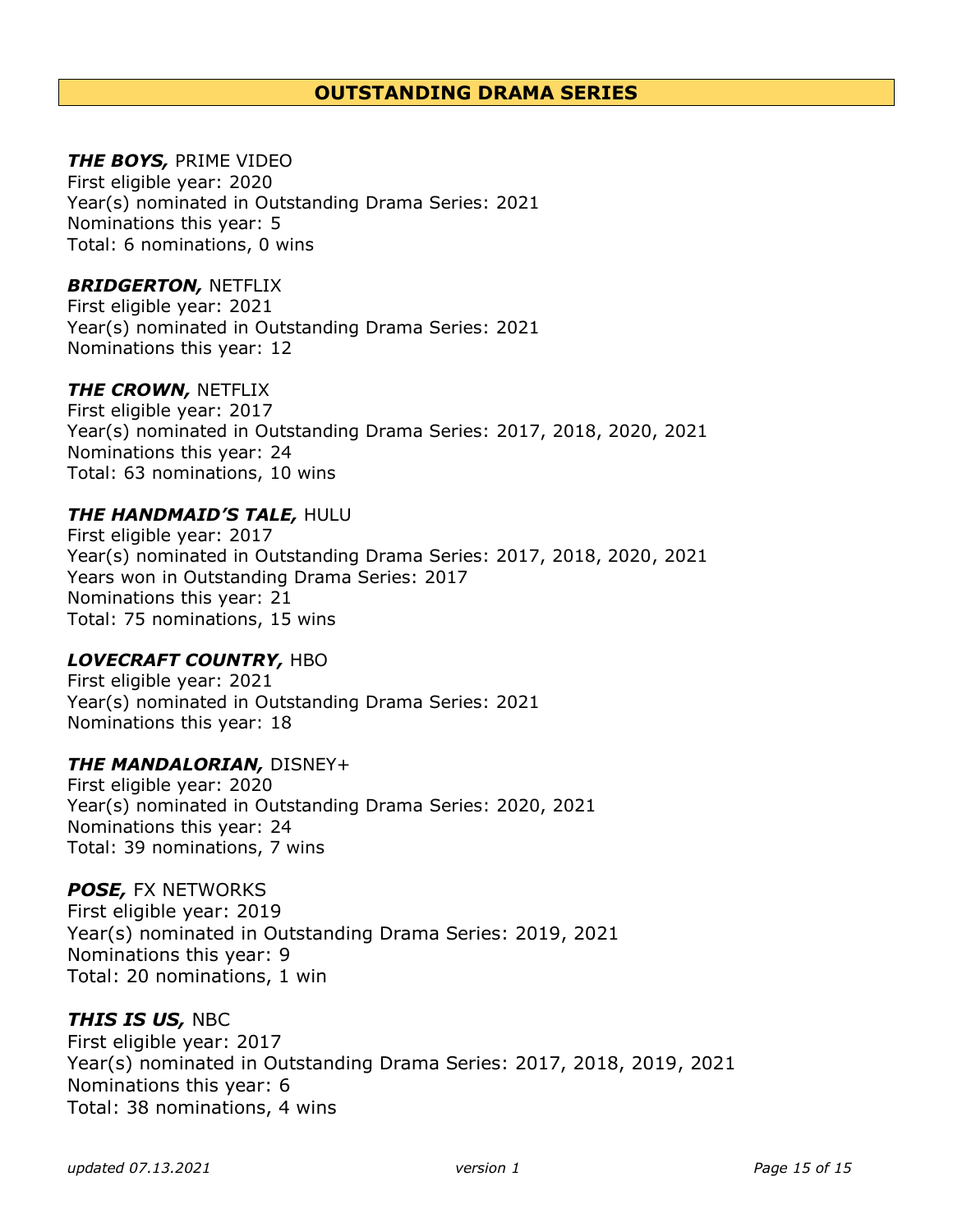## OUTSTANDING DRAMA SERIES

***THE BOYS,*** PRIME VIDEO
First eligible year: 2020
Year(s) nominated in Outstanding Drama Series: 2021
Nominations this year: 5
Total: 6 nominations, 0 wins

***BRIDGERTON,*** NETFLIX
First eligible year: 2021
Year(s) nominated in Outstanding Drama Series: 2021
Nominations this year: 12

***THE CROWN,*** NETFLIX
First eligible year: 2017
Year(s) nominated in Outstanding Drama Series: 2017, 2018, 2020, 2021
Nominations this year: 24
Total: 63 nominations, 10 wins

***THE HANDMAID'S TALE,*** HULU
First eligible year: 2017
Year(s) nominated in Outstanding Drama Series: 2017, 2018, 2020, 2021
Years won in Outstanding Drama Series: 2017
Nominations this year: 21
Total: 75 nominations, 15 wins

***LOVECRAFT COUNTRY,*** HBO
First eligible year: 2021
Year(s) nominated in Outstanding Drama Series: 2021
Nominations this year: 18

***THE MANDALORIAN,*** DISNEY+
First eligible year: 2020
Year(s) nominated in Outstanding Drama Series: 2020, 2021
Nominations this year: 24
Total: 39 nominations, 7 wins

***POSE,*** FX NETWORKS
First eligible year: 2019
Year(s) nominated in Outstanding Drama Series: 2019, 2021
Nominations this year: 9
Total: 20 nominations, 1 win

***THIS IS US,*** NBC
First eligible year: 2017
Year(s) nominated in Outstanding Drama Series: 2017, 2018, 2019, 2021
Nominations this year: 6
Total: 38 nominations, 4 wins